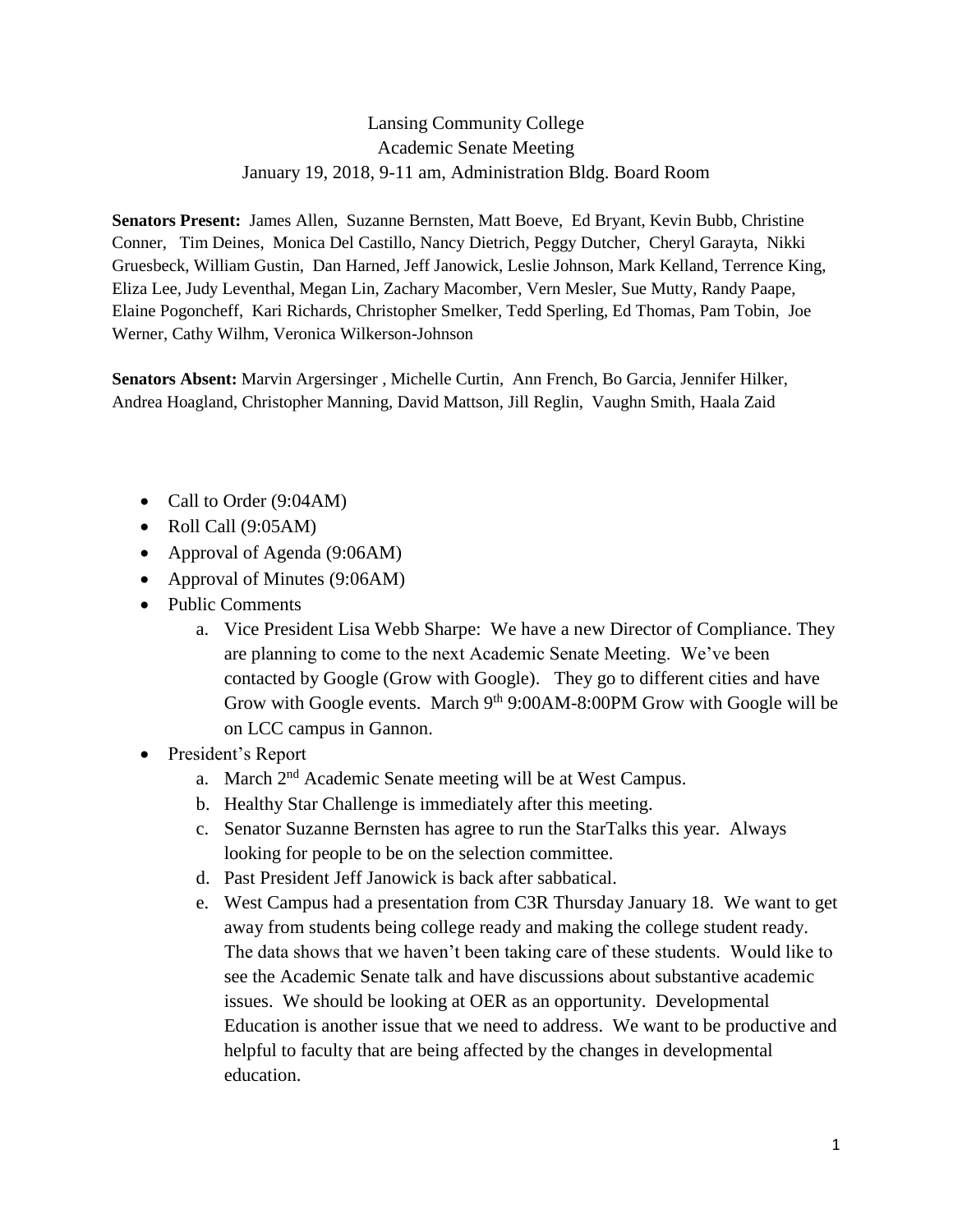Lansing Community College
Academic Senate Meeting
January 19, 2018, 9-11 am, Administration Bldg. Board Room

**Senators Present:** James Allen, Suzanne Bernsten, Matt Boeve, Ed Bryant, Kevin Bubb, Christine Conner, Tim Deines, Monica Del Castillo, Nancy Dietrich, Peggy Dutcher, Cheryl Garayta, Nikki Gruesbeck, William Gustin, Dan Harned, Jeff Janowick, Leslie Johnson, Mark Kelland, Terrence King, Eliza Lee, Judy Leventhal, Megan Lin, Zachary Macomber, Vern Mesler, Sue Mutty, Randy Paape, Elaine Pogoncheff, Kari Richards, Christopher Smelker, Tedd Sperling, Ed Thomas, Pam Tobin, Joe Werner, Cathy Wilhm, Veronica Wilkerson-Johnson

**Senators Absent:** Marvin Argersinger , Michelle Curtin, Ann French, Bo Garcia, Jennifer Hilker, Andrea Hoagland, Christopher Manning, David Mattson, Jill Reglin, Vaughn Smith, Haala Zaid

- Call to Order (9:04AM)
- Roll Call (9:05AM)
- Approval of Agenda (9:06AM)
- Approval of Minutes (9:06AM)
- Public Comments
    a. Vice President Lisa Webb Sharpe: We have a new Director of Compliance. They are planning to come to the next Academic Senate Meeting. We've been contacted by Google (Grow with Google). They go to different cities and have Grow with Google events. March 9th 9:00AM-8:00PM Grow with Google will be on LCC campus in Gannon.
- President's Report
    a. March 2nd Academic Senate meeting will be at West Campus.
    b. Healthy Star Challenge is immediately after this meeting.
    c. Senator Suzanne Bernsten has agree to run the StarTalks this year. Always looking for people to be on the selection committee.
    d. Past President Jeff Janowick is back after sabbatical.
    e. West Campus had a presentation from C3R Thursday January 18. We want to get away from students being college ready and making the college student ready. The data shows that we haven't been taking care of these students. Would like to see the Academic Senate talk and have discussions about substantive academic issues. We should be looking at OER as an opportunity. Developmental Education is another issue that we need to address. We want to be productive and helpful to faculty that are being affected by the changes in developmental education.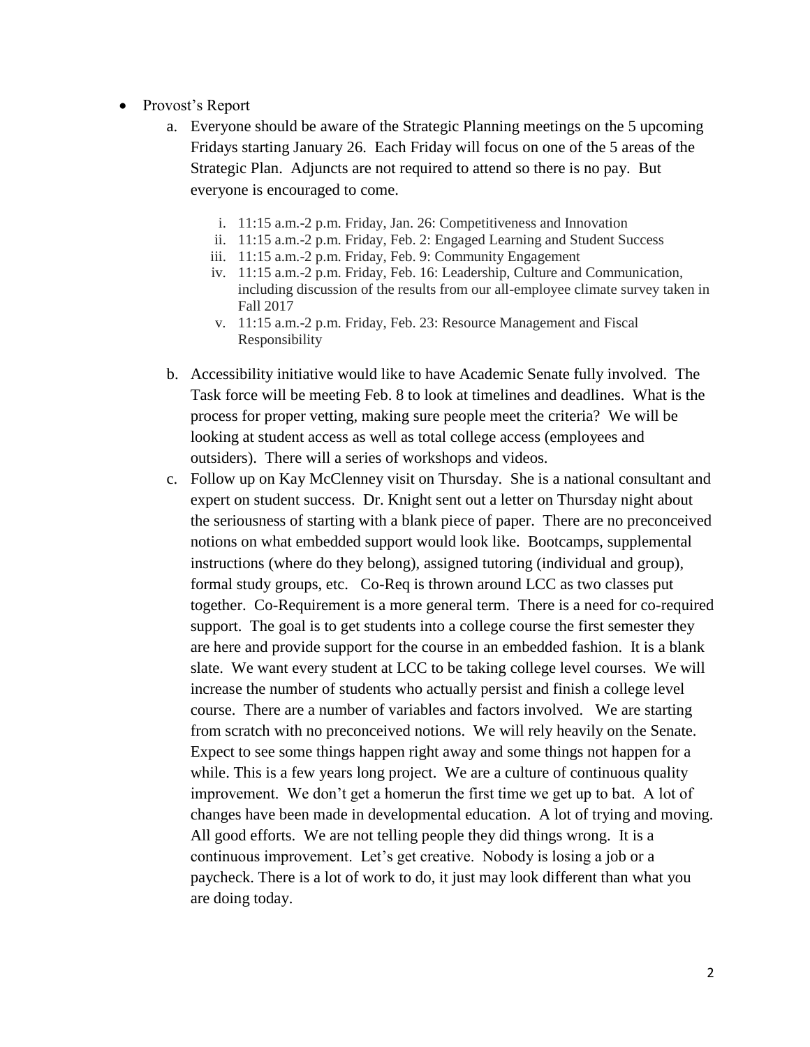- Provost's Report
  a. Everyone should be aware of the Strategic Planning meetings on the 5 upcoming Fridays starting January 26. Each Friday will focus on one of the 5 areas of the Strategic Plan. Adjuncts are not required to attend so there is no pay. But everyone is encouraged to come.

     i. 11:15 a.m.-2 p.m. Friday, Jan. 26: Competitiveness and Innovation
     ii. 11:15 a.m.-2 p.m. Friday, Feb. 2: Engaged Learning and Student Success
     iii. 11:15 a.m.-2 p.m. Friday, Feb. 9: Community Engagement
     iv. 11:15 a.m.-2 p.m. Friday, Feb. 16: Leadership, Culture and Communication, including discussion of the results from our all-employee climate survey taken in Fall 2017
     v. 11:15 a.m.-2 p.m. Friday, Feb. 23: Resource Management and Fiscal Responsibility

  b. Accessibility initiative would like to have Academic Senate fully involved. The Task force will be meeting Feb. 8 to look at timelines and deadlines. What is the process for proper vetting, making sure people meet the criteria? We will be looking at student access as well as total college access (employees and outsiders). There will a series of workshops and videos.
  c. Follow up on Kay McClenney visit on Thursday. She is a national consultant and expert on student success. Dr. Knight sent out a letter on Thursday night about the seriousness of starting with a blank piece of paper. There are no preconceived notions on what embedded support would look like. Bootcamps, supplemental instructions (where do they belong), assigned tutoring (individual and group), formal study groups, etc. Co-Req is thrown around LCC as two classes put together. Co-Requirement is a more general term. There is a need for co-required support. The goal is to get students into a college course the first semester they are here and provide support for the course in an embedded fashion. It is a blank slate. We want every student at LCC to be taking college level courses. We will increase the number of students who actually persist and finish a college level course. There are a number of variables and factors involved. We are starting from scratch with no preconceived notions. We will rely heavily on the Senate. Expect to see some things happen right away and some things not happen for a while. This is a few years long project. We are a culture of continuous quality improvement. We don't get a homerun the first time we get up to bat. A lot of changes have been made in developmental education. A lot of trying and moving. All good efforts. We are not telling people they did things wrong. It is a continuous improvement. Let's get creative. Nobody is losing a job or a paycheck. There is a lot of work to do, it just may look different than what you are doing today.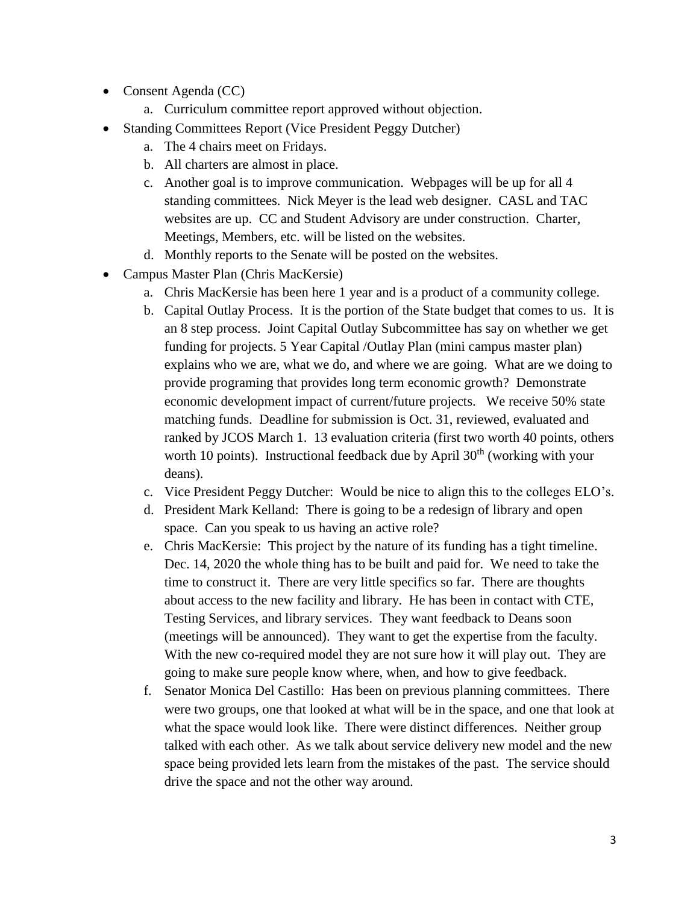- Consent Agenda (CC)
    a. Curriculum committee report approved without objection.
- Standing Committees Report (Vice President Peggy Dutcher)
    a. The 4 chairs meet on Fridays.
    b. All charters are almost in place.
    c. Another goal is to improve communication. Webpages will be up for all 4 standing committees. Nick Meyer is the lead web designer. CASL and TAC websites are up. CC and Student Advisory are under construction. Charter, Meetings, Members, etc. will be listed on the websites.
    d. Monthly reports to the Senate will be posted on the websites.
- Campus Master Plan (Chris MacKersie)
    a. Chris MacKersie has been here 1 year and is a product of a community college.
    b. Capital Outlay Process. It is the portion of the State budget that comes to us. It is an 8 step process. Joint Capital Outlay Subcommittee has say on whether we get funding for projects. 5 Year Capital /Outlay Plan (mini campus master plan) explains who we are, what we do, and where we are going. What are we doing to provide programing that provides long term economic growth? Demonstrate economic development impact of current/future projects. We receive 50% state matching funds. Deadline for submission is Oct. 31, reviewed, evaluated and ranked by JCOS March 1. 13 evaluation criteria (first two worth 40 points, others worth 10 points). Instructional feedback due by April 30th (working with your deans).
    c. Vice President Peggy Dutcher: Would be nice to align this to the colleges ELO's.
    d. President Mark Kelland: There is going to be a redesign of library and open space. Can you speak to us having an active role?
    e. Chris MacKersie: This project by the nature of its funding has a tight timeline. Dec. 14, 2020 the whole thing has to be built and paid for. We need to take the time to construct it. There are very little specifics so far. There are thoughts about access to the new facility and library. He has been in contact with CTE, Testing Services, and library services. They want feedback to Deans soon (meetings will be announced). They want to get the expertise from the faculty. With the new co-required model they are not sure how it will play out. They are going to make sure people know where, when, and how to give feedback.
    f. Senator Monica Del Castillo: Has been on previous planning committees. There were two groups, one that looked at what will be in the space, and one that look at what the space would look like. There were distinct differences. Neither group talked with each other. As we talk about service delivery new model and the new space being provided lets learn from the mistakes of the past. The service should drive the space and not the other way around.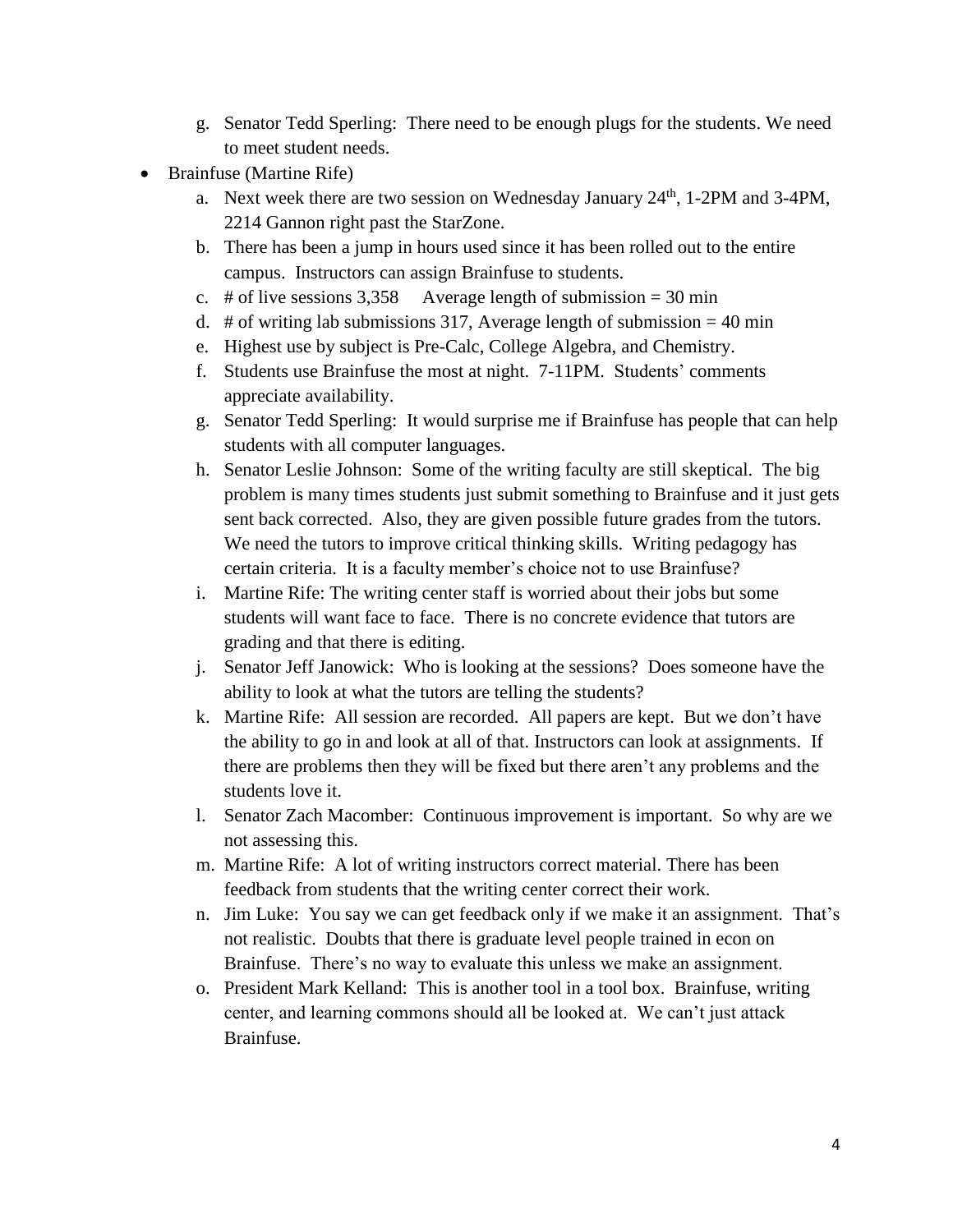g. Senator Tedd Sperling: There need to be enough plugs for the students. We need to meet student needs.

- Brainfuse (Martine Rife)
  a. Next week there are two session on Wednesday January 24th, 1-2PM and 3-4PM, 2214 Gannon right past the StarZone.
  b. There has been a jump in hours used since it has been rolled out to the entire campus. Instructors can assign Brainfuse to students.
  c. # of live sessions 3,358 Average length of submission = 30 min
  d. # of writing lab submissions 317, Average length of submission = 40 min
  e. Highest use by subject is Pre-Calc, College Algebra, and Chemistry.
  f. Students use Brainfuse the most at night. 7-11PM. Students' comments appreciate availability.
  g. Senator Tedd Sperling: It would surprise me if Brainfuse has people that can help students with all computer languages.
  h. Senator Leslie Johnson: Some of the writing faculty are still skeptical. The big problem is many times students just submit something to Brainfuse and it just gets sent back corrected. Also, they are given possible future grades from the tutors. We need the tutors to improve critical thinking skills. Writing pedagogy has certain criteria. It is a faculty member's choice not to use Brainfuse?
  i. Martine Rife: The writing center staff is worried about their jobs but some students will want face to face. There is no concrete evidence that tutors are grading and that there is editing.
  j. Senator Jeff Janowick: Who is looking at the sessions? Does someone have the ability to look at what the tutors are telling the students?
  k. Martine Rife: All session are recorded. All papers are kept. But we don't have the ability to go in and look at all of that. Instructors can look at assignments. If there are problems then they will be fixed but there aren't any problems and the students love it.
  l. Senator Zach Macomber: Continuous improvement is important. So why are we not assessing this.
  m. Martine Rife: A lot of writing instructors correct material. There has been feedback from students that the writing center correct their work.
  n. Jim Luke: You say we can get feedback only if we make it an assignment. That's not realistic. Doubts that there is graduate level people trained in econ on Brainfuse. There's no way to evaluate this unless we make an assignment.
  o. President Mark Kelland: This is another tool in a tool box. Brainfuse, writing center, and learning commons should all be looked at. We can't just attack Brainfuse.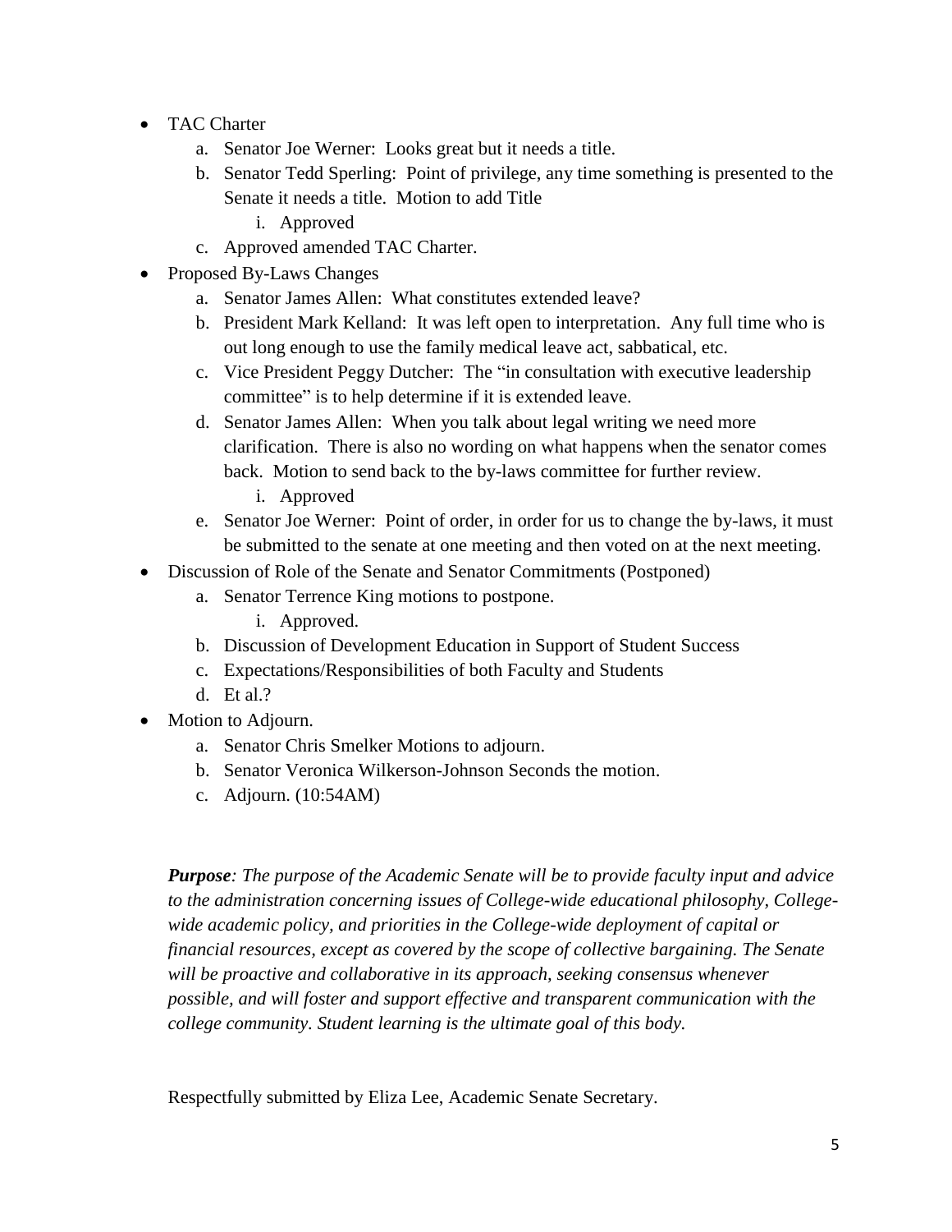- TAC Charter
    a. Senator Joe Werner: Looks great but it needs a title.
    b. Senator Tedd Sperling: Point of privilege, any time something is presented to the Senate it needs a title. Motion to add Title
        i. Approved
    c. Approved amended TAC Charter.
- Proposed By-Laws Changes
    a. Senator James Allen: What constitutes extended leave?
    b. President Mark Kelland: It was left open to interpretation. Any full time who is out long enough to use the family medical leave act, sabbatical, etc.
    c. Vice President Peggy Dutcher: The "in consultation with executive leadership committee" is to help determine if it is extended leave.
    d. Senator James Allen: When you talk about legal writing we need more clarification. There is also no wording on what happens when the senator comes back. Motion to send back to the by-laws committee for further review.
        i. Approved
    e. Senator Joe Werner: Point of order, in order for us to change the by-laws, it must be submitted to the senate at one meeting and then voted on at the next meeting.
- Discussion of Role of the Senate and Senator Commitments (Postponed)
    a. Senator Terrence King motions to postpone.
        i. Approved.
    b. Discussion of Development Education in Support of Student Success
    c. Expectations/Responsibilities of both Faculty and Students
    d. Et al.?
- Motion to Adjourn.
    a. Senator Chris Smelker Motions to adjourn.
    b. Senator Veronica Wilkerson-Johnson Seconds the motion.
    c. Adjourn. (10:54AM)

***Purpose**: The purpose of the Academic Senate will be to provide faculty input and advice to the administration concerning issues of College-wide educational philosophy, College-wide academic policy, and priorities in the College-wide deployment of capital or financial resources, except as covered by the scope of collective bargaining. The Senate will be proactive and collaborative in its approach, seeking consensus whenever possible, and will foster and support effective and transparent communication with the college community. Student learning is the ultimate goal of this body.*

Respectfully submitted by Eliza Lee, Academic Senate Secretary.